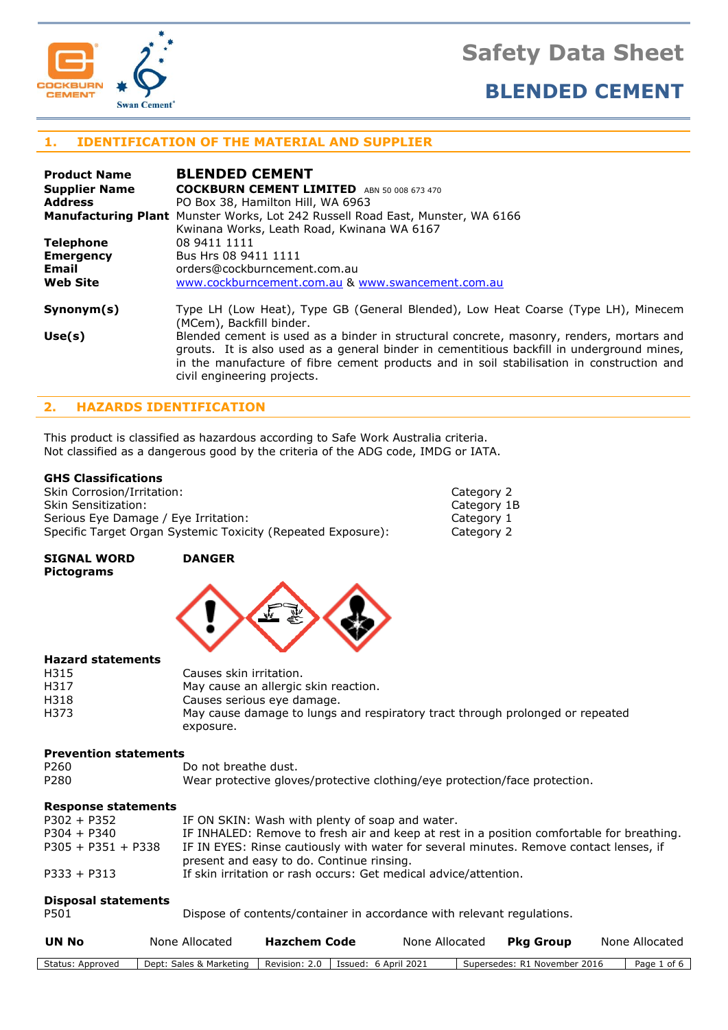# Safety Data Sheet

## BLENDED CEMENT

## 1. IDENTIFICATION OF THE MATERIAL AND SUPPLIER

| | |
|---|---|
| **Product Name** | **BLENDED CEMENT** |
| **Supplier Name** | **COCKBURN CEMENT LIMITED** ABN 50 008 673 470 |
| **Address** | PO Box 38, Hamilton Hill, WA 6963 |
| **Manufacturing Plant** | Munster Works, Lot 242 Russell Road East, Munster, WA 6166<br>Kwinana Works, Leath Road, Kwinana WA 6167 |
| **Telephone** | 08 9411 1111 |
| **Emergency** | Bus Hrs 08 9411 1111 |
| **Email** | orders@cockburncement.com.au |
| **Web Site** | www.cockburncement.com.au & www.swancement.com.au |
| **Synonym(s)** | Type LH (Low Heat), Type GB (General Blended), Low Heat Coarse (Type LH), Minecem (MCem), Backfill binder. |
| **Use(s)** | Blended cement is used as a binder in structural concrete, masonry, renders, mortars and grouts. It is also used as a general binder in cementitious backfill in underground mines, in the manufacture of fibre cement products and in soil stabilisation in construction and civil engineering projects. |

## 2. HAZARDS IDENTIFICATION

This product is classified as hazardous according to Safe Work Australia criteria.
Not classified as a dangerous good by the criteria of the ADG code, IMDG or IATA.

### GHS Classifications

| | |
|---|---|
| Skin Corrosion/Irritation: | Category 2 |
| Skin Sensitization: | Category 1B |
| Serious Eye Damage / Eye Irritation: | Category 1 |
| Specific Target Organ Systemic Toxicity (Repeated Exposure): | Category 2 |

**SIGNAL WORD** **DANGER**

**Pictograms**

### Hazard statements

| | |
|---|---|
| H315 | Causes skin irritation. |
| H317 | May cause an allergic skin reaction. |
| H318 | Causes serious eye damage. |
| H373 | May cause damage to lungs and respiratory tract through prolonged or repeated exposure. |

### Prevention statements

| | |
|---|---|
| P260 | Do not breathe dust. |
| P280 | Wear protective gloves/protective clothing/eye protection/face protection. |

### Response statements

| | |
|---|---|
| P302 + P352 | IF ON SKIN: Wash with plenty of soap and water. |
| P304 + P340 | IF INHALED: Remove to fresh air and keep at rest in a position comfortable for breathing. |
| P305 + P351 + P338 | IF IN EYES: Rinse cautiously with water for several minutes. Remove contact lenses, if present and easy to do. Continue rinsing. |
| P333 + P313 | If skin irritation or rash occurs: Get medical advice/attention. |

### Disposal statements

| | |
|---|---|
| P501 | Dispose of contents/container in accordance with relevant regulations. |

| **UN No** | None Allocated | **Hazchem Code** | None Allocated | **Pkg Group** | None Allocated |
|---|---|---|---|---|---|

Status: Approved | Dept: Sales & Marketing | Revision: 2.0 | Issued: 6 April 2021 | Supersedes: R1 November 2016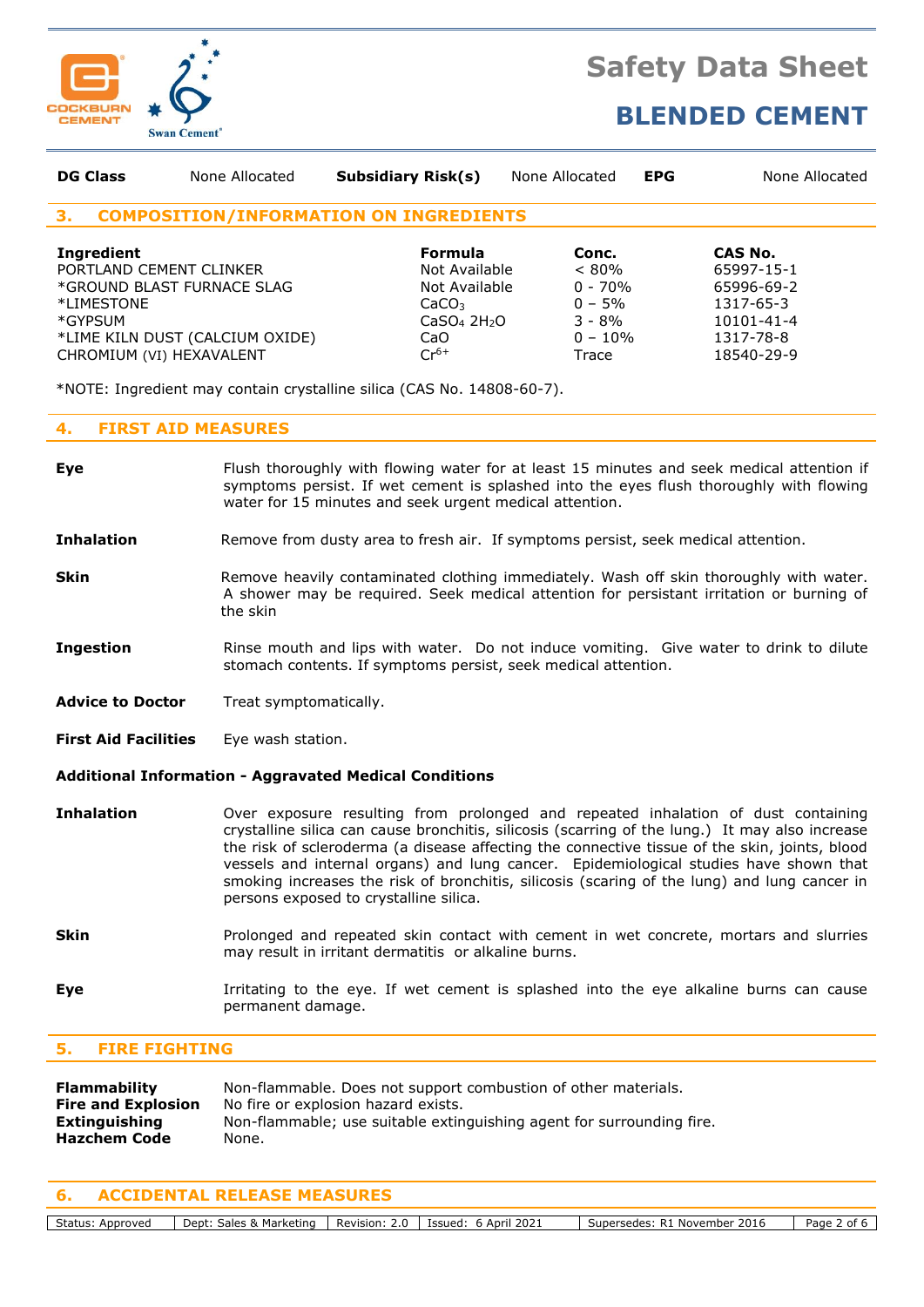| DG Class | None Allocated | Subsidiary Risk(s) | None Allocated | EPG | None Allocated |
|---|---|---|---|---|---|

## 3. COMPOSITION/INFORMATION ON INGREDIENTS

| Ingredient | Formula | Conc. | CAS No. |
|---|---|---|---|
| PORTLAND CEMENT CLINKER | Not Available | < 80% | 65997-15-1 |
| *GROUND BLAST FURNACE SLAG | Not Available | 0 - 70% | 65996-69-2 |
| *LIMESTONE | $CaCO_3$ | 0 – 5% | 1317-65-3 |
| *GYPSUM | $CaSO_4\ 2H_2O$ | 3 - 8% | 10101-41-4 |
| *LIME KILN DUST (CALCIUM OXIDE) | CaO | 0 – 10% | 1317-78-8 |
| CHROMIUM (VI) HEXAVALENT | $Cr^{6+}$ | Trace | 18540-29-9 |

*NOTE: Ingredient may contain crystalline silica (CAS No. 14808-60-7).

## 4. FIRST AID MEASURES

**Eye** Flush thoroughly with flowing water for at least 15 minutes and seek medical attention if symptoms persist. If wet cement is splashed into the eyes flush thoroughly with flowing water for 15 minutes and seek urgent medical attention.

**Inhalation** Remove from dusty area to fresh air. If symptoms persist, seek medical attention.

**Skin** Remove heavily contaminated clothing immediately. Wash off skin thoroughly with water. A shower may be required. Seek medical attention for persistant irritation or burning of the skin

**Ingestion** Rinse mouth and lips with water. Do not induce vomiting. Give water to drink to dilute stomach contents. If symptoms persist, seek medical attention.

**Advice to Doctor** Treat symptomatically.

**First Aid Facilities** Eye wash station.

**Additional Information - Aggravated Medical Conditions**

**Inhalation** Over exposure resulting from prolonged and repeated inhalation of dust containing crystalline silica can cause bronchitis, silicosis (scarring of the lung.) It may also increase the risk of scleroderma (a disease affecting the connective tissue of the skin, joints, blood vessels and internal organs) and lung cancer. Epidemiological studies have shown that smoking increases the risk of bronchitis, silicosis (scaring of the lung) and lung cancer in persons exposed to crystalline silica.

**Skin** Prolonged and repeated skin contact with cement in wet concrete, mortars and slurries may result in irritant dermatitis or alkaline burns.

**Eye** Irritating to the eye. If wet cement is splashed into the eye alkaline burns can cause permanent damage.

## 5. FIRE FIGHTING

**Flammability** Non-flammable. Does not support combustion of other materials.
**Fire and Explosion** No fire or explosion hazard exists.
**Extinguishing** Non-flammable; use suitable extinguishing agent for surrounding fire.
**Hazchem Code** None.

## 6. ACCIDENTAL RELEASE MEASURES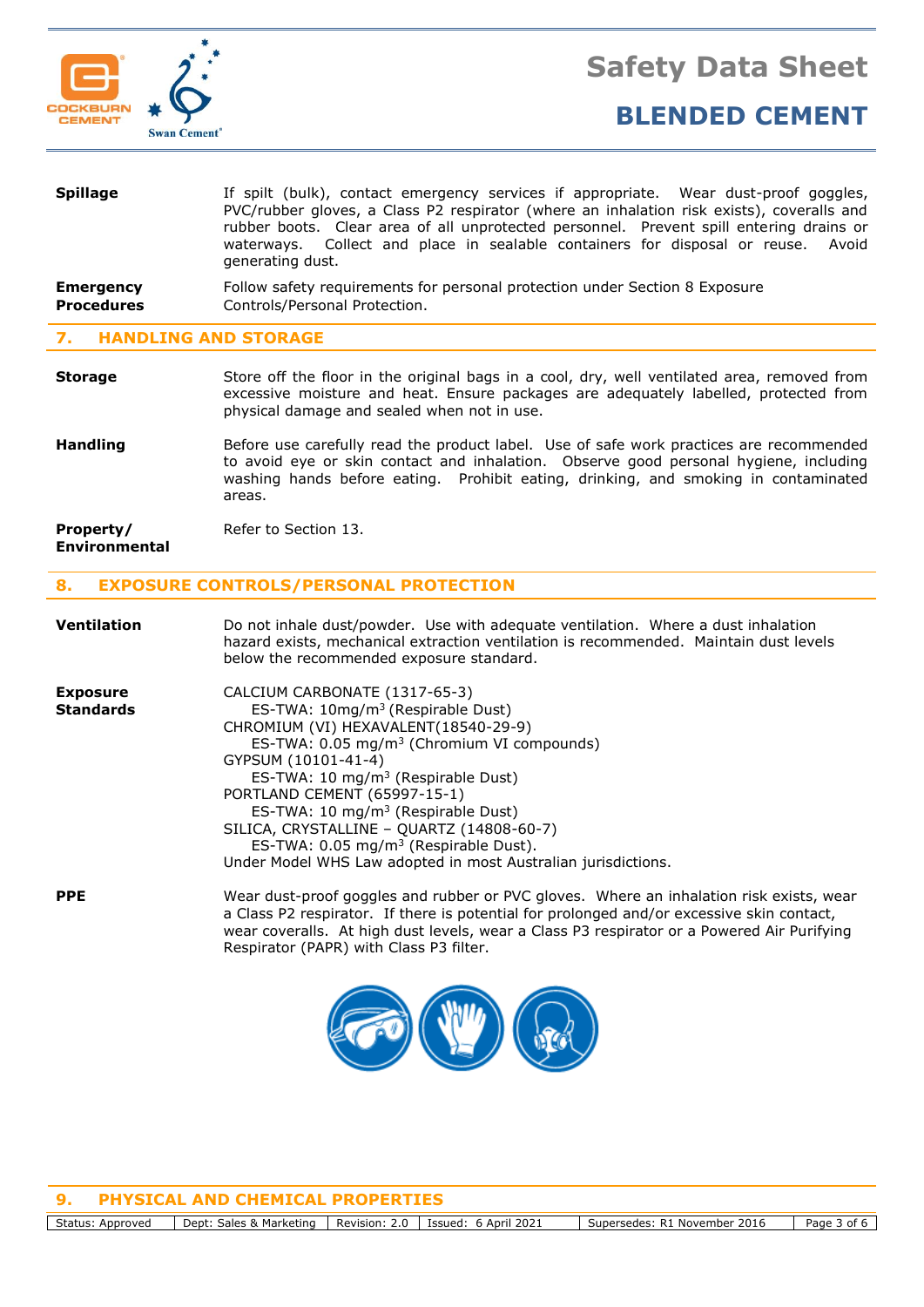| | |
|---|---|
| **Spillage** | If spilt (bulk), contact emergency services if appropriate. Wear dust-proof goggles, PVC/rubber gloves, a Class P2 respirator (where an inhalation risk exists), coveralls and rubber boots. Clear area of all unprotected personnel. Prevent spill entering drains or waterways. Collect and place in sealable containers for disposal or reuse. Avoid generating dust. |
| **Emergency Procedures** | Follow safety requirements for personal protection under Section 8 Exposure Controls/Personal Protection. |

## 7. HANDLING AND STORAGE

| | |
|---|---|
| **Storage** | Store off the floor in the original bags in a cool, dry, well ventilated area, removed from excessive moisture and heat. Ensure packages are adequately labelled, protected from physical damage and sealed when not in use. |
| **Handling** | Before use carefully read the product label. Use of safe work practices are recommended to avoid eye or skin contact and inhalation. Observe good personal hygiene, including washing hands before eating. Prohibit eating, drinking, and smoking in contaminated areas. |
| **Property/ Environmental** | Refer to Section 13. |

## 8. EXPOSURE CONTROLS/PERSONAL PROTECTION

**Ventilation**

Do not inhale dust/powder. Use with adequate ventilation. Where a dust inhalation hazard exists, mechanical extraction ventilation is recommended. Maintain dust levels below the recommended exposure standard.

**Exposure Standards**

CALCIUM CARBONATE (1317-65-3)
  ES-TWA: 10mg/$m^3$ (Respirable Dust)
CHROMIUM (VI) HEXAVALENT(18540-29-9)
  ES-TWA: 0.05 mg/$m^3$ (Chromium VI compounds)
GYPSUM (10101-41-4)
  ES-TWA: 10 mg/$m^3$ (Respirable Dust)
PORTLAND CEMENT (65997-15-1)
  ES-TWA: 10 mg/$m^3$ (Respirable Dust)
SILICA, CRYSTALLINE – QUARTZ (14808-60-7)
  ES-TWA: 0.05 mg/$m^3$ (Respirable Dust).
Under Model WHS Law adopted in most Australian jurisdictions.

**PPE**

Wear dust-proof goggles and rubber or PVC gloves. Where an inhalation risk exists, wear a Class P2 respirator. If there is potential for prolonged and/or excessive skin contact, wear coveralls. At high dust levels, wear a Class P3 respirator or a Powered Air Purifying Respirator (PAPR) with Class P3 filter.

## 9. PHYSICAL AND CHEMICAL PROPERTIES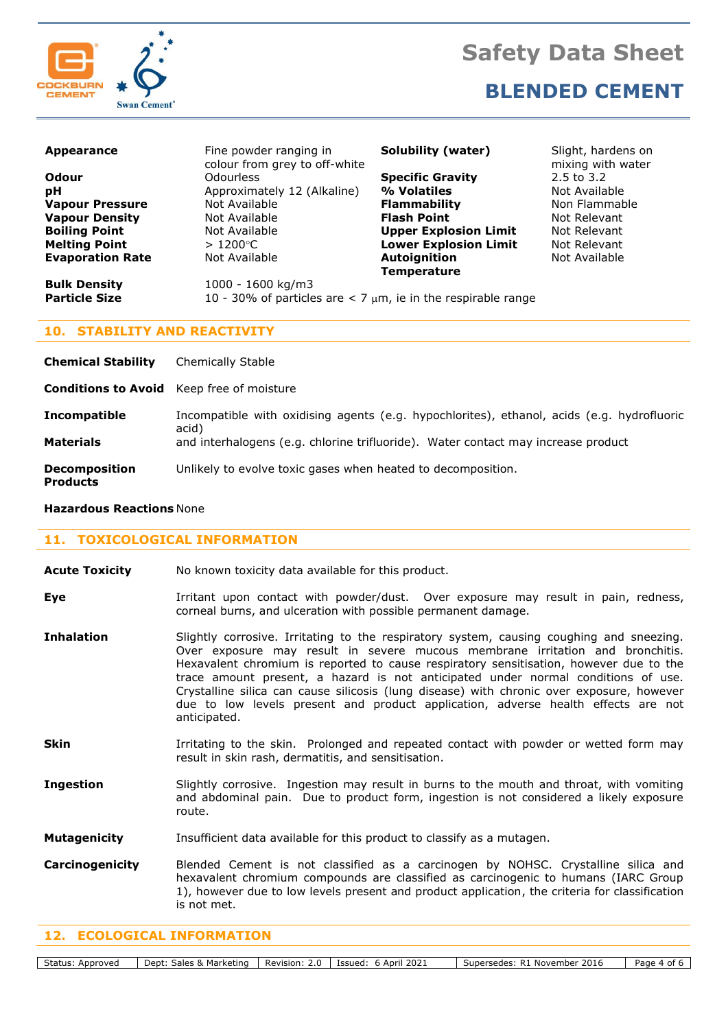| | | | |
|---|---|---|---|
| **Appearance** | Fine powder ranging in colour from grey to off-white | **Solubility (water)** | Slight, hardens on mixing with water |
| **Odour** | Odourless | **Specific Gravity** | 2.5 to 3.2 |
| **pH** | Approximately 12 (Alkaline) | **% Volatiles** | Not Available |
| **Vapour Pressure** | Not Available | **Flammability** | Non Flammable |
| **Vapour Density** | Not Available | **Flash Point** | Not Relevant |
| **Boiling Point** | Not Available | **Upper Explosion Limit** | Not Relevant |
| **Melting Point** | > 1200°C | **Lower Explosion Limit** | Not Relevant |
| **Evaporation Rate** | Not Available | **Autoignition Temperature** | Not Available |

**Bulk Density** 1000 - 1600 kg/m3

**Particle Size** 10 - 30% of particles are < 7 µm, ie in the respirable range

## 10. STABILITY AND REACTIVITY

**Chemical Stability** Chemically Stable

**Conditions to Avoid** Keep free of moisture

**Incompatible Materials** Incompatible with oxidising agents (e.g. hypochlorites), ethanol, acids (e.g. hydrofluoric acid) and interhalogens (e.g. chlorine trifluoride). Water contact may increase product

**Decomposition Products** Unlikely to evolve toxic gases when heated to decomposition.

**Hazardous Reactions** None

## 11. TOXICOLOGICAL INFORMATION

**Acute Toxicity** No known toxicity data available for this product.

**Eye** Irritant upon contact with powder/dust. Over exposure may result in pain, redness, corneal burns, and ulceration with possible permanent damage.

**Inhalation** Slightly corrosive. Irritating to the respiratory system, causing coughing and sneezing. Over exposure may result in severe mucous membrane irritation and bronchitis. Hexavalent chromium is reported to cause respiratory sensitisation, however due to the trace amount present, a hazard is not anticipated under normal conditions of use. Crystalline silica can cause silicosis (lung disease) with chronic over exposure, however due to low levels present and product application, adverse health effects are not anticipated.

**Skin** Irritating to the skin. Prolonged and repeated contact with powder or wetted form may result in skin rash, dermatitis, and sensitisation.

**Ingestion** Slightly corrosive. Ingestion may result in burns to the mouth and throat, with vomiting and abdominal pain. Due to product form, ingestion is not considered a likely exposure route.

**Mutagenicity** Insufficient data available for this product to classify as a mutagen.

**Carcinogenicity** Blended Cement is not classified as a carcinogen by NOHSC. Crystalline silica and hexavalent chromium compounds are classified as carcinogenic to humans (IARC Group 1), however due to low levels present and product application, the criteria for classification is not met.

## 12. ECOLOGICAL INFORMATION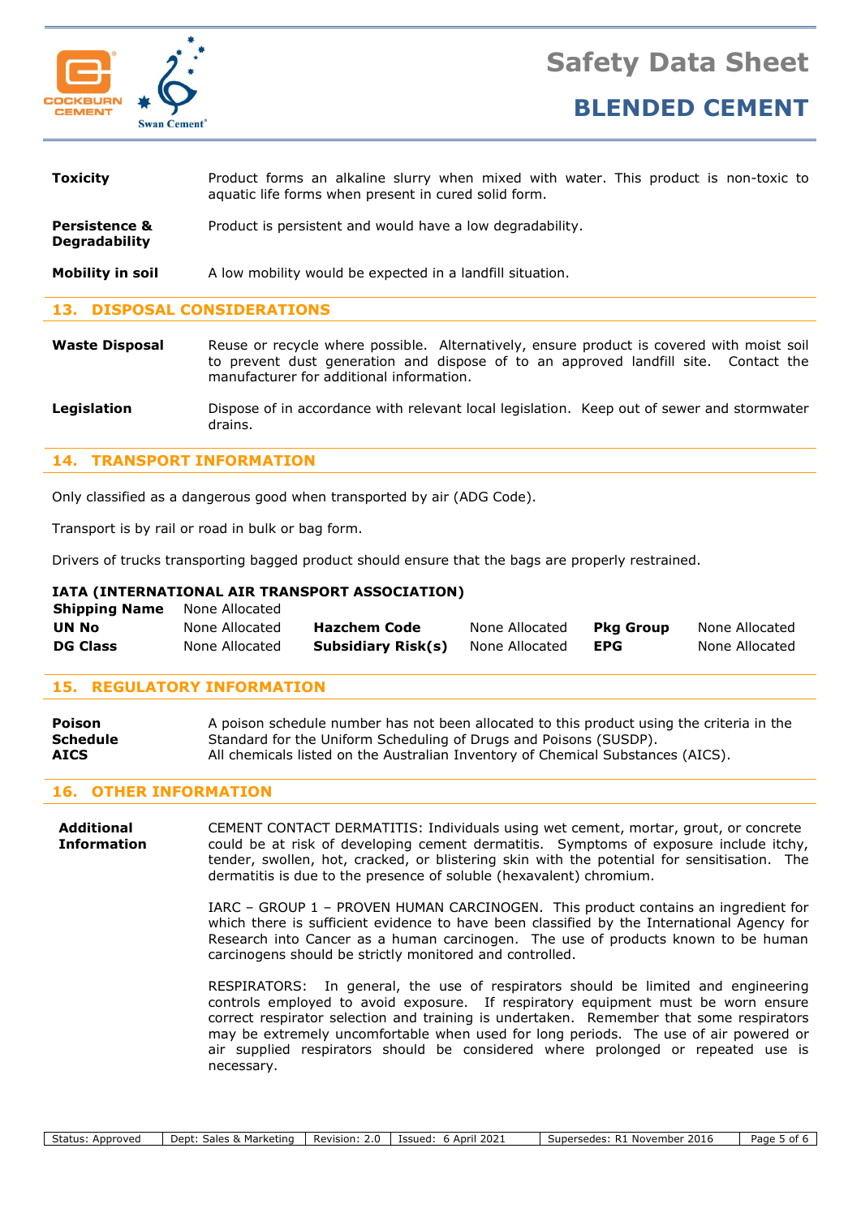**Toxicity** Product forms an alkaline slurry when mixed with water. This product is non-toxic to aquatic life forms when present in cured solid form.

**Persistence & Degradability** Product is persistent and would have a low degradability.

**Mobility in soil** A low mobility would be expected in a landfill situation.

## 13. DISPOSAL CONSIDERATIONS

**Waste Disposal** Reuse or recycle where possible. Alternatively, ensure product is covered with moist soil to prevent dust generation and dispose of to an approved landfill site. Contact the manufacturer for additional information.

**Legislation** Dispose of in accordance with relevant local legislation. Keep out of sewer and stormwater drains.

## 14. TRANSPORT INFORMATION

Only classified as a dangerous good when transported by air (ADG Code).

Transport is by rail or road in bulk or bag form.

Drivers of trucks transporting bagged product should ensure that the bags are properly restrained.

### IATA (INTERNATIONAL AIR TRANSPORT ASSOCIATION)

| **Shipping Name** | None Allocated | | | | |
|---|---|---|---|---|---|
| **UN No** | None Allocated | **Hazchem Code** | None Allocated | **Pkg Group** | None Allocated |
| **DG Class** | None Allocated | **Subsidiary Risk(s)** | None Allocated | **EPG** | None Allocated |

## 15. REGULATORY INFORMATION

**Poison Schedule** A poison schedule number has not been allocated to this product using the criteria in the Standard for the Uniform Scheduling of Drugs and Poisons (SUSDP).

**AICS** All chemicals listed on the Australian Inventory of Chemical Substances (AICS).

## 16. OTHER INFORMATION

**Additional Information** CEMENT CONTACT DERMATITIS: Individuals using wet cement, mortar, grout, or concrete could be at risk of developing cement dermatitis. Symptoms of exposure include itchy, tender, swollen, hot, cracked, or blistering skin with the potential for sensitisation. The dermatitis is due to the presence of soluble (hexavalent) chromium.

IARC – GROUP 1 – PROVEN HUMAN CARCINOGEN. This product contains an ingredient for which there is sufficient evidence to have been classified by the International Agency for Research into Cancer as a human carcinogen. The use of products known to be human carcinogens should be strictly monitored and controlled.

RESPIRATORS: In general, the use of respirators should be limited and engineering controls employed to avoid exposure. If respiratory equipment must be worn ensure correct respirator selection and training is undertaken. Remember that some respirators may be extremely uncomfortable when used for long periods. The use of air powered or air supplied respirators should be considered where prolonged or repeated use is necessary.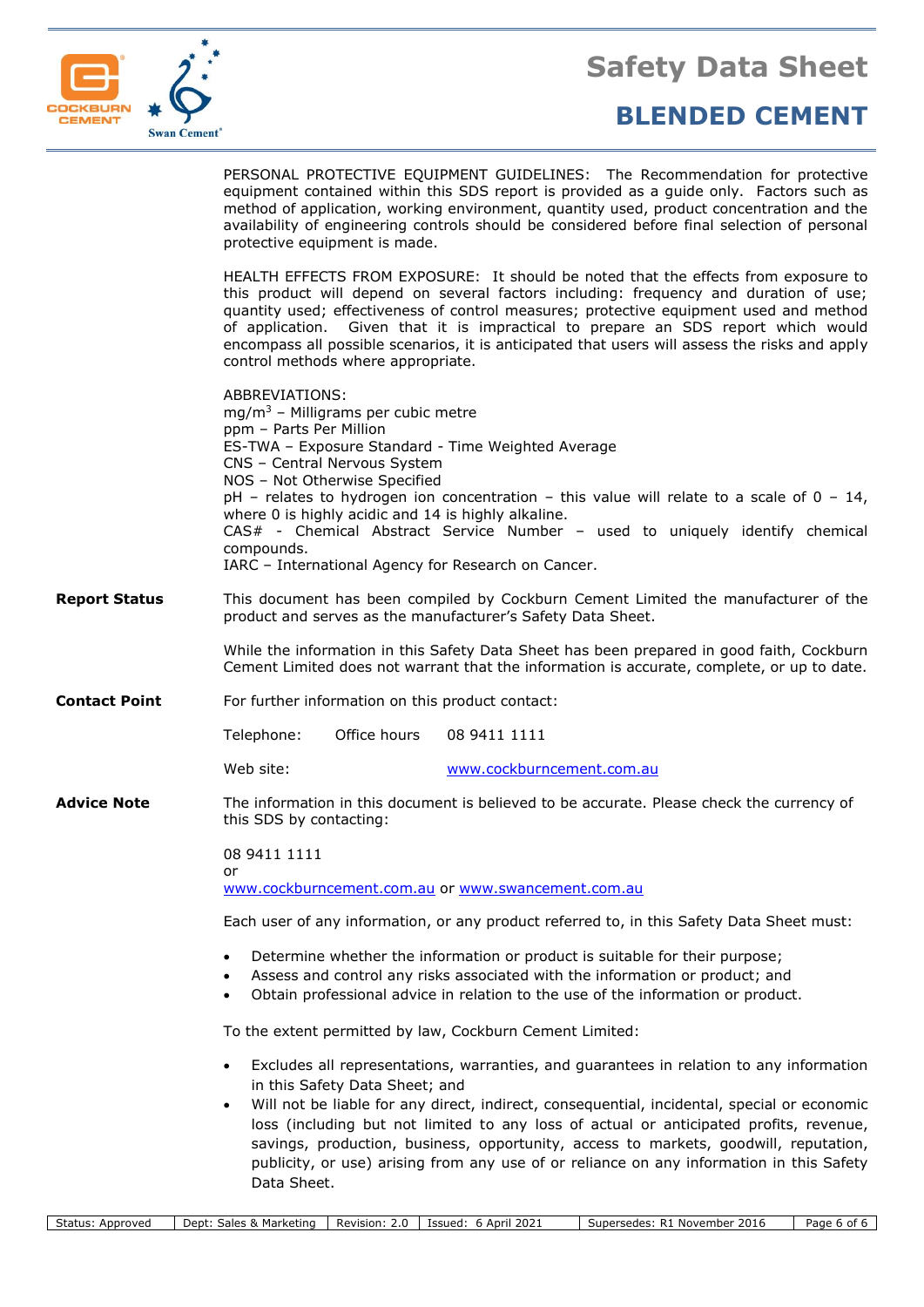PERSONAL PROTECTIVE EQUIPMENT GUIDELINES: The Recommendation for protective equipment contained within this SDS report is provided as a guide only. Factors such as method of application, working environment, quantity used, product concentration and the availability of engineering controls should be considered before final selection of personal protective equipment is made.

HEALTH EFFECTS FROM EXPOSURE: It should be noted that the effects from exposure to this product will depend on several factors including: frequency and duration of use; quantity used; effectiveness of control measures; protective equipment used and method of application. Given that it is impractical to prepare an SDS report which would encompass all possible scenarios, it is anticipated that users will assess the risks and apply control methods where appropriate.

ABBREVIATIONS:
$mg/m^3$ – Milligrams per cubic metre
ppm – Parts Per Million
ES-TWA – Exposure Standard - Time Weighted Average
CNS – Central Nervous System
NOS – Not Otherwise Specified
pH – relates to hydrogen ion concentration – this value will relate to a scale of 0 – 14, where 0 is highly acidic and 14 is highly alkaline.
CAS# - Chemical Abstract Service Number – used to uniquely identify chemical compounds.
IARC – International Agency for Research on Cancer.

**Report Status**

This document has been compiled by Cockburn Cement Limited the manufacturer of the product and serves as the manufacturer's Safety Data Sheet.

While the information in this Safety Data Sheet has been prepared in good faith, Cockburn Cement Limited does not warrant that the information is accurate, complete, or up to date.

**Contact Point**

For further information on this product contact:

Telephone: Office hours 08 9411 1111

Web site: www.cockburncement.com.au

**Advice Note**

The information in this document is believed to be accurate. Please check the currency of this SDS by contacting:

08 9411 1111
or
www.cockburncement.com.au or www.swancement.com.au

Each user of any information, or any product referred to, in this Safety Data Sheet must:

- Determine whether the information or product is suitable for their purpose;
- Assess and control any risks associated with the information or product; and
- Obtain professional advice in relation to the use of the information or product.

To the extent permitted by law, Cockburn Cement Limited:

- Excludes all representations, warranties, and guarantees in relation to any information in this Safety Data Sheet; and
- Will not be liable for any direct, indirect, consequential, incidental, special or economic loss (including but not limited to any loss of actual or anticipated profits, revenue, savings, production, business, opportunity, access to markets, goodwill, reputation, publicity, or use) arising from any use of or reliance on any information in this Safety Data Sheet.